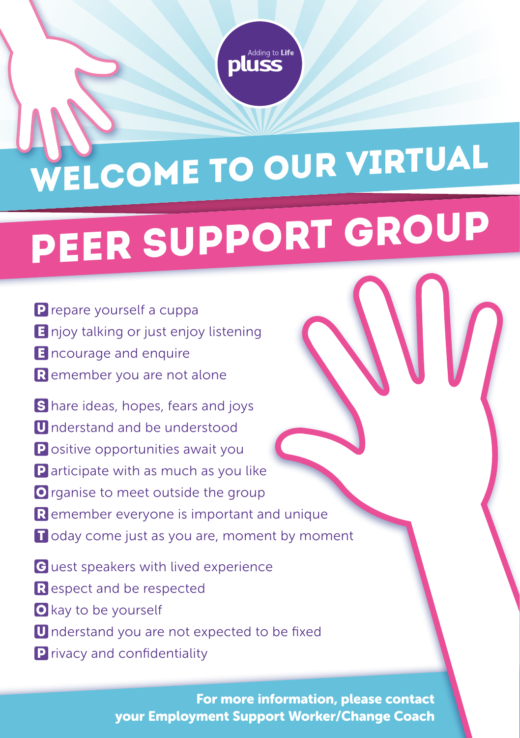Adding to Life **pluss**

# WELCOME TO OUR VIRTUAL PEER SUPPORT GROUP

**P**repare yourself a cuppa
**E**njoy talking or just enjoy listening
**E**ncourage and enquire
**R**emember you are not alone

**S**hare ideas, hopes, fears and joys
**U**nderstand and be understood
**P**ositive opportunities await you
**P**articipate with as much as you like
**O**rganise to meet outside the group
**R**emember everyone is important and unique
**T**oday come just as you are, moment by moment

**G**uest speakers with lived experience
**R**espect and be respected
**O**kay to be yourself
**U**nderstand you are not expected to be fixed
**P**rivacy and confidentiality

**For more information, please contact your Employment Support Worker/Change Coach**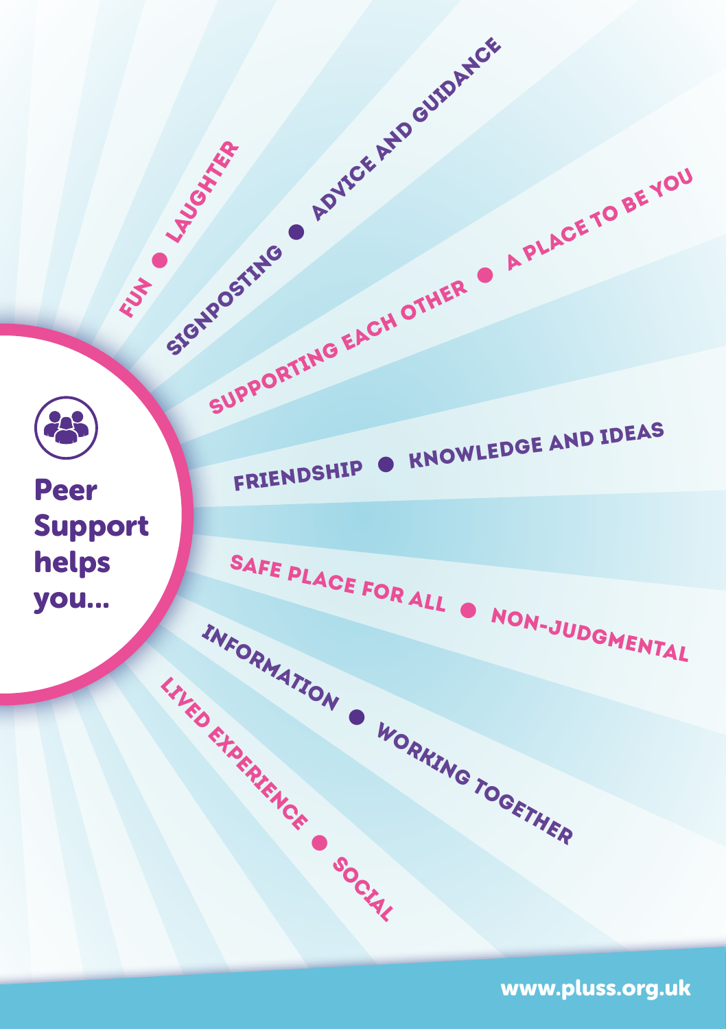# Peer Support helps you...

- FUN
- LAUGHTER
- SIGNPOSTING
- ADVICE AND GUIDANCE
- SUPPORTING EACH OTHER
- A PLACE TO BE YOU
- FRIENDSHIP
- KNOWLEDGE AND IDEAS
- SAFE PLACE FOR ALL
- NON-JUDGMENTAL
- INFORMATION
- WORKING TOGETHER
- LIVED EXPERIENCE
- SOCIAL

www.pluss.org.uk